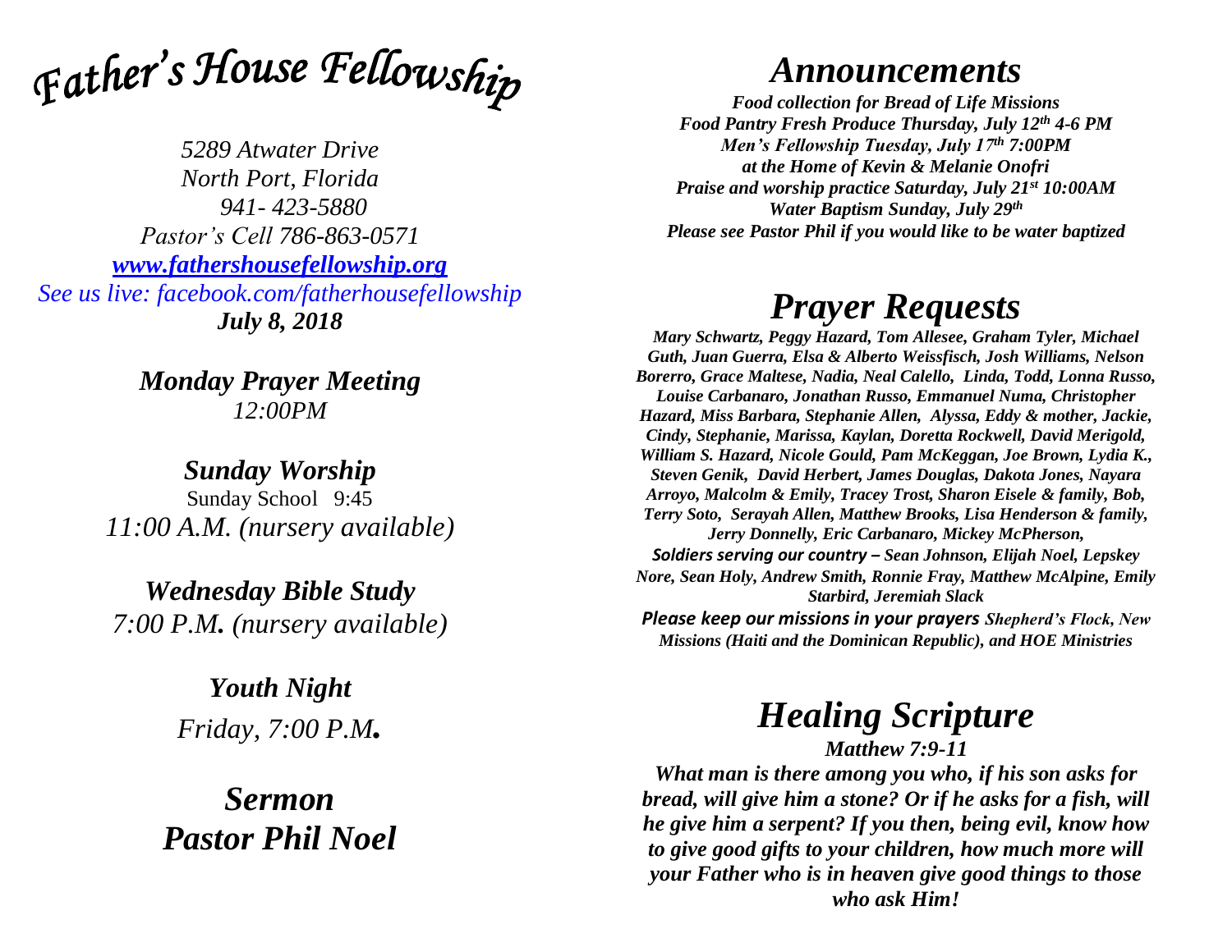# *Father's House Fellowship*

*5289 Atwater Drive*
*North Port, Florida*
*941- 423-5880*
*Pastor's Cell 786-863-0571*
*[www.fathershousefellowship.org](http://www.fathershousefellowship.org)*
*See us live: facebook.com/fatherhousefellowship*
***July 8, 2018***

***Monday Prayer Meeting***
*12:00PM*

***Sunday Worship***
Sunday School 9:45
*11:00 A.M. (nursery available)*

***Wednesday Bible Study***
*7:00 P.M. (nursery available)*

***Youth Night***
*Friday, 7:00 P.M.*

## *Sermon*
## *Pastor Phil Noel*

# *Announcements*

***Food collection for Bread of Life Missions***
***Food Pantry Fresh Produce Thursday, July 12th 4-6 PM***
***Men's Fellowship Tuesday, July 17th 7:00PM***
***at the Home of Kevin & Melanie Onofri***
***Praise and worship practice Saturday, July 21st 10:00AM***
***Water Baptism Sunday, July 29th***
***Please see Pastor Phil if you would like to be water baptized***

# *Prayer Requests*

***Mary Schwartz, Peggy Hazard, Tom Allesee, Graham Tyler, Michael Guth, Juan Guerra, Elsa & Alberto Weissfisch, Josh Williams, Nelson Borerro, Grace Maltese, Nadia, Neal Calello, Linda, Todd, Lonna Russo, Louise Carbanaro, Jonathan Russo, Emmanuel Numa, Christopher Hazard, Miss Barbara, Stephanie Allen, Alyssa, Eddy & mother, Jackie, Cindy, Stephanie, Marissa, Kaylan, Doretta Rockwell, David Merigold, William S. Hazard, Nicole Gould, Pam McKeggan, Joe Brown, Lydia K., Steven Genik, David Herbert, James Douglas, Dakota Jones, Nayara Arroyo, Malcolm & Emily, Tracey Trost, Sharon Eisele & family, Bob, Terry Soto, Serayah Allen, Matthew Brooks, Lisa Henderson & family, Jerry Donnelly, Eric Carbanaro, Mickey McPherson,***
***Soldiers serving our country – Sean Johnson, Elijah Noel, Lepskey Nore, Sean Holy, Andrew Smith, Ronnie Fray, Matthew McAlpine, Emily Starbird, Jeremiah Slack***
***Please keep our missions in your prayers Shepherd's Flock, New Missions (Haiti and the Dominican Republic), and HOE Ministries***

# *Healing Scripture*

***Matthew 7:9-11***
***What man is there among you who, if his son asks for bread, will give him a stone? Or if he asks for a fish, will he give him a serpent? If you then, being evil, know how to give good gifts to your children, how much more will your Father who is in heaven give good things to those who ask Him!***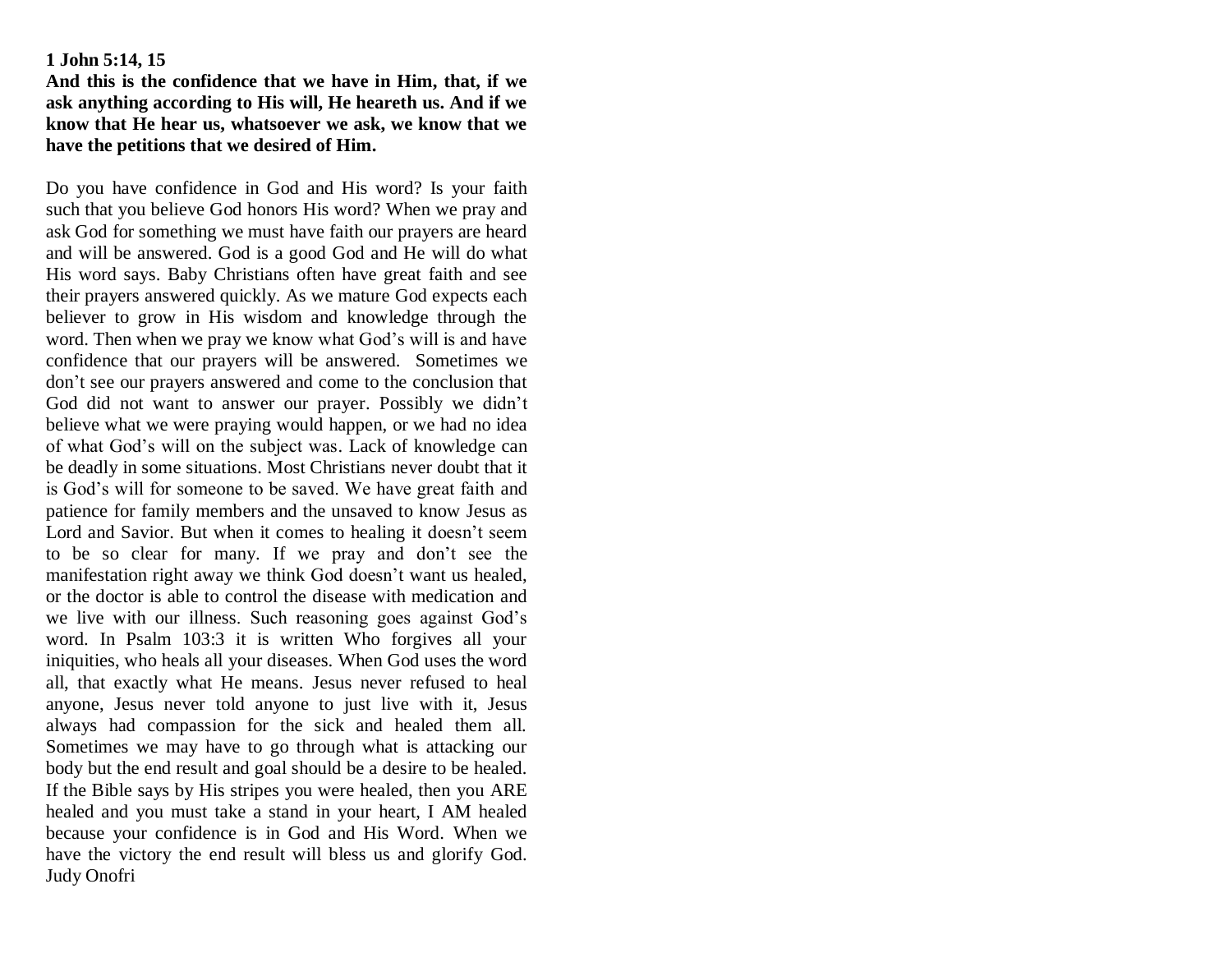**1 John 5:14, 15**

**And this is the confidence that we have in Him, that, if we ask anything according to His will, He heareth us. And if we know that He hear us, whatsoever we ask, we know that we have the petitions that we desired of Him.**

Do you have confidence in God and His word? Is your faith such that you believe God honors His word? When we pray and ask God for something we must have faith our prayers are heard and will be answered. God is a good God and He will do what His word says. Baby Christians often have great faith and see their prayers answered quickly. As we mature God expects each believer to grow in His wisdom and knowledge through the word. Then when we pray we know what God's will is and have confidence that our prayers will be answered. Sometimes we don't see our prayers answered and come to the conclusion that God did not want to answer our prayer. Possibly we didn't believe what we were praying would happen, or we had no idea of what God's will on the subject was. Lack of knowledge can be deadly in some situations. Most Christians never doubt that it is God's will for someone to be saved. We have great faith and patience for family members and the unsaved to know Jesus as Lord and Savior. But when it comes to healing it doesn't seem to be so clear for many. If we pray and don't see the manifestation right away we think God doesn't want us healed, or the doctor is able to control the disease with medication and we live with our illness. Such reasoning goes against God's word. In Psalm 103:3 it is written Who forgives all your iniquities, who heals all your diseases. When God uses the word all, that exactly what He means. Jesus never refused to heal anyone, Jesus never told anyone to just live with it, Jesus always had compassion for the sick and healed them all. Sometimes we may have to go through what is attacking our body but the end result and goal should be a desire to be healed. If the Bible says by His stripes you were healed, then you ARE healed and you must take a stand in your heart, I AM healed because your confidence is in God and His Word. When we have the victory the end result will bless us and glorify God. Judy Onofri